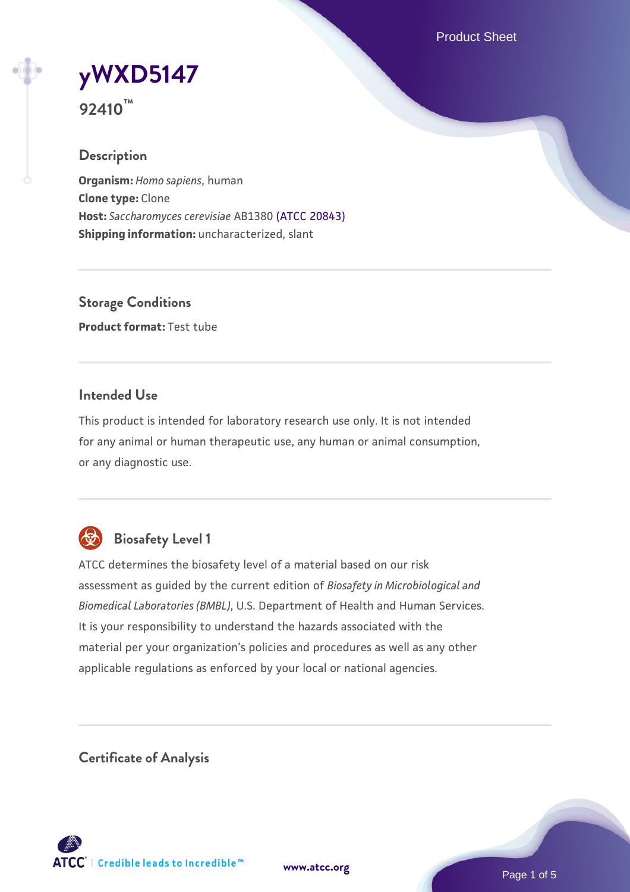# yWXD5147

**92410™**

## Description

**Organism:** *Homo sapiens*, human
**Clone type:** Clone
**Host:** *Saccharomyces cerevisiae* AB1380 (ATCC 20843)
**Shipping information:** uncharacterized, slant

## Storage Conditions

**Product format:** Test tube

## Intended Use

This product is intended for laboratory research use only. It is not intended for any animal or human therapeutic use, any human or animal consumption, or any diagnostic use.

## Biosafety Level 1

ATCC determines the biosafety level of a material based on our risk assessment as guided by the current edition of *Biosafety in Microbiological and Biomedical Laboratories (BMBL)*, U.S. Department of Health and Human Services. It is your responsibility to understand the hazards associated with the material per your organization's policies and procedures as well as any other applicable regulations as enforced by your local or national agencies.

## Certificate of Analysis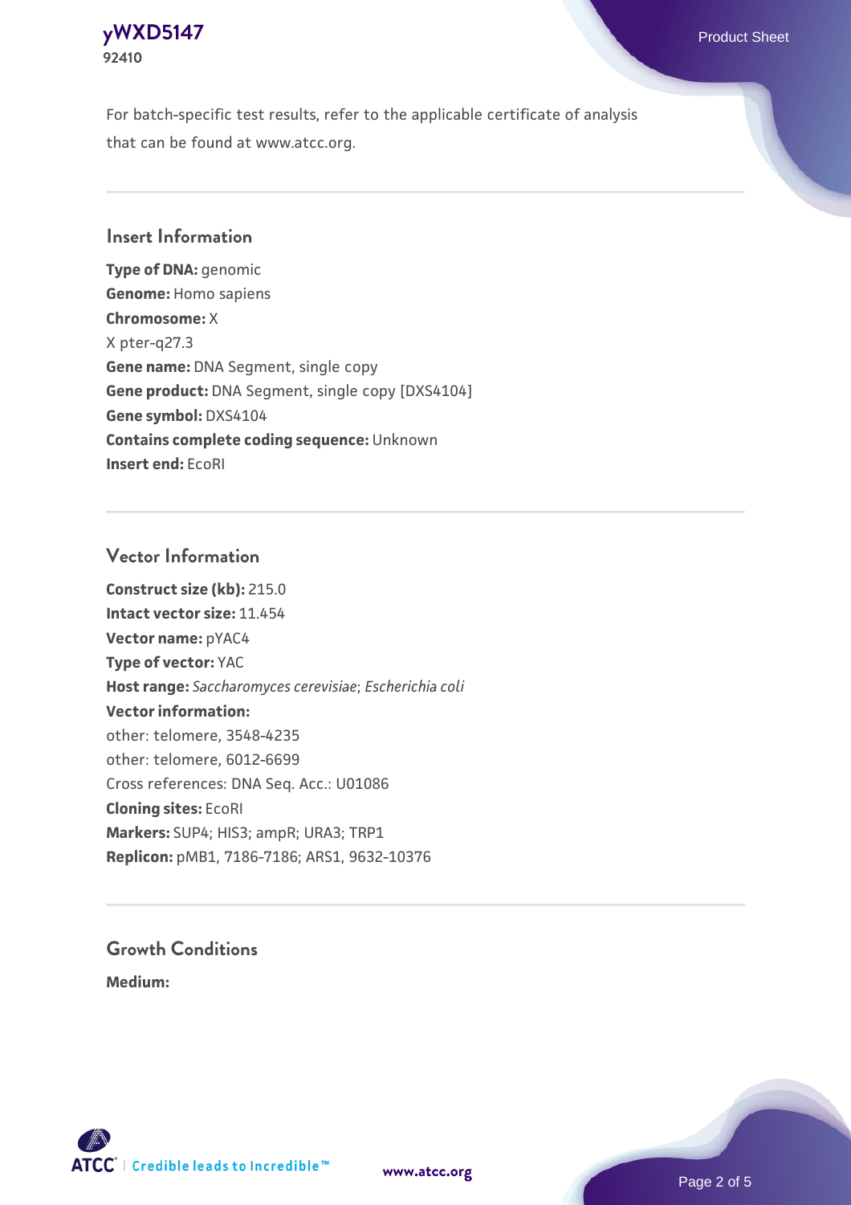For batch-specific test results, refer to the applicable certificate of analysis that can be found at www.atcc.org.

## Insert Information

**Type of DNA:** genomic
**Genome:** Homo sapiens
**Chromosome:** X
X pter-q27.3
**Gene name:** DNA Segment, single copy
**Gene product:** DNA Segment, single copy [DXS4104]
**Gene symbol:** DXS4104
**Contains complete coding sequence:** Unknown
**Insert end:** EcoRI

## Vector Information

**Construct size (kb):** 215.0
**Intact vector size:** 11.454
**Vector name:** pYAC4
**Type of vector:** YAC
**Host range:** *Saccharomyces cerevisiae*; *Escherichia coli*
**Vector information:**
other: telomere, 3548-4235
other: telomere, 6012-6699
Cross references: DNA Seq. Acc.: U01086
**Cloning sites:** EcoRI
**Markers:** SUP4; HIS3; ampR; URA3; TRP1
**Replicon:** pMB1, 7186-7186; ARS1, 9632-10376

## Growth Conditions

**Medium:**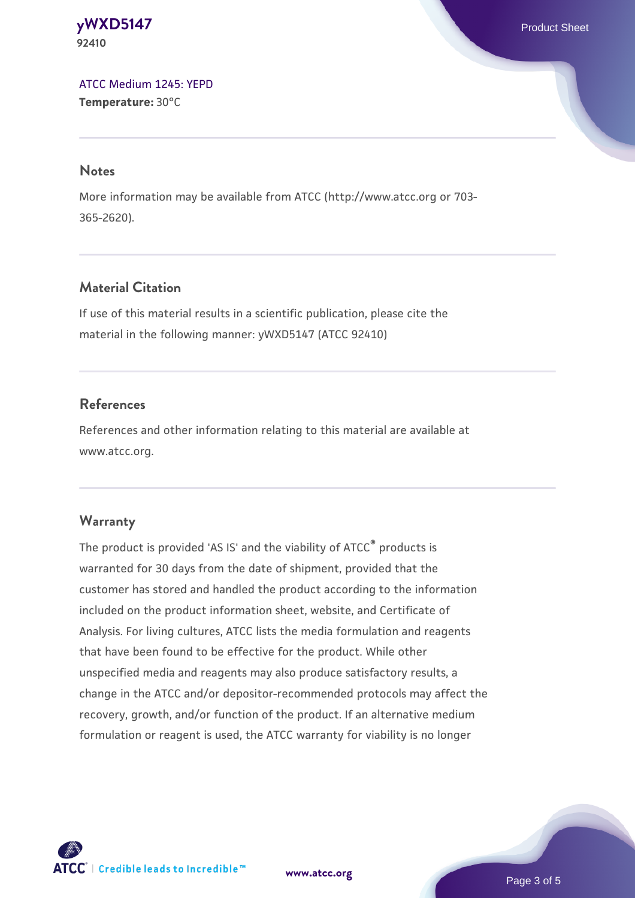ATCC Medium 1245: YEPD
**Temperature:** 30°C

## Notes

More information may be available from ATCC (http://www.atcc.org or 703-365-2620).

## Material Citation

If use of this material results in a scientific publication, please cite the material in the following manner: yWXD5147 (ATCC 92410)

## References

References and other information relating to this material are available at www.atcc.org.

## Warranty

The product is provided 'AS IS' and the viability of ATCC® products is warranted for 30 days from the date of shipment, provided that the customer has stored and handled the product according to the information included on the product information sheet, website, and Certificate of Analysis. For living cultures, ATCC lists the media formulation and reagents that have been found to be effective for the product. While other unspecified media and reagents may also produce satisfactory results, a change in the ATCC and/or depositor-recommended protocols may affect the recovery, growth, and/or function of the product. If an alternative medium formulation or reagent is used, the ATCC warranty for viability is no longer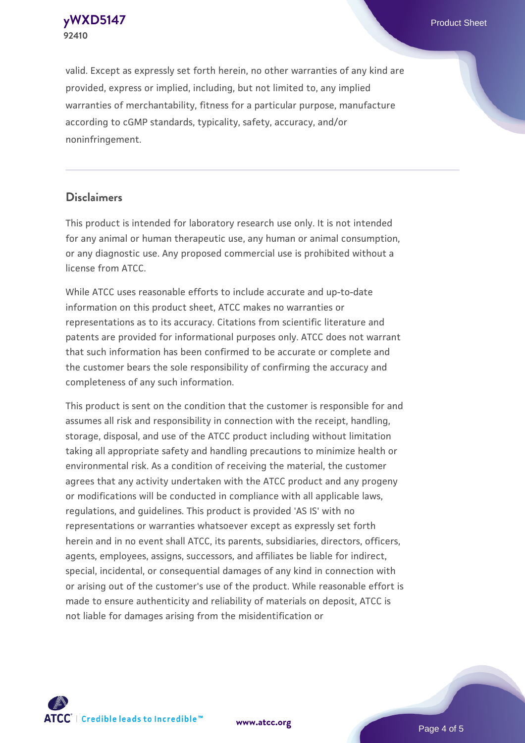valid. Except as expressly set forth herein, no other warranties of any kind are provided, express or implied, including, but not limited to, any implied warranties of merchantability, fitness for a particular purpose, manufacture according to cGMP standards, typicality, safety, accuracy, and/or noninfringement.

## Disclaimers

This product is intended for laboratory research use only. It is not intended for any animal or human therapeutic use, any human or animal consumption, or any diagnostic use. Any proposed commercial use is prohibited without a license from ATCC.

While ATCC uses reasonable efforts to include accurate and up-to-date information on this product sheet, ATCC makes no warranties or representations as to its accuracy. Citations from scientific literature and patents are provided for informational purposes only. ATCC does not warrant that such information has been confirmed to be accurate or complete and the customer bears the sole responsibility of confirming the accuracy and completeness of any such information.

This product is sent on the condition that the customer is responsible for and assumes all risk and responsibility in connection with the receipt, handling, storage, disposal, and use of the ATCC product including without limitation taking all appropriate safety and handling precautions to minimize health or environmental risk. As a condition of receiving the material, the customer agrees that any activity undertaken with the ATCC product and any progeny or modifications will be conducted in compliance with all applicable laws, regulations, and guidelines. This product is provided 'AS IS' with no representations or warranties whatsoever except as expressly set forth herein and in no event shall ATCC, its parents, subsidiaries, directors, officers, agents, employees, assigns, successors, and affiliates be liable for indirect, special, incidental, or consequential damages of any kind in connection with or arising out of the customer's use of the product. While reasonable effort is made to ensure authenticity and reliability of materials on deposit, ATCC is not liable for damages arising from the misidentification or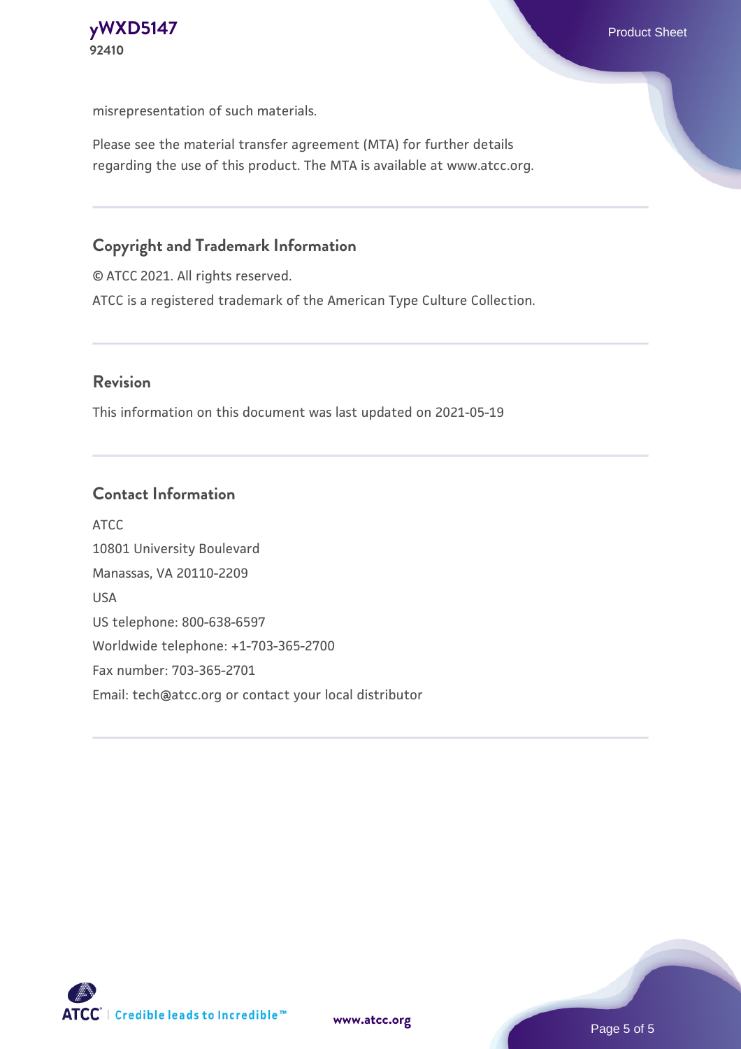misrepresentation of such materials.

Please see the material transfer agreement (MTA) for further details regarding the use of this product. The MTA is available at www.atcc.org.

## Copyright and Trademark Information

© ATCC 2021. All rights reserved.

ATCC is a registered trademark of the American Type Culture Collection.

## Revision

This information on this document was last updated on 2021-05-19

## Contact Information

ATCC
10801 University Boulevard
Manassas, VA 20110-2209
USA
US telephone: 800-638-6597
Worldwide telephone: +1-703-365-2700
Fax number: 703-365-2701
Email: tech@atcc.org or contact your local distributor